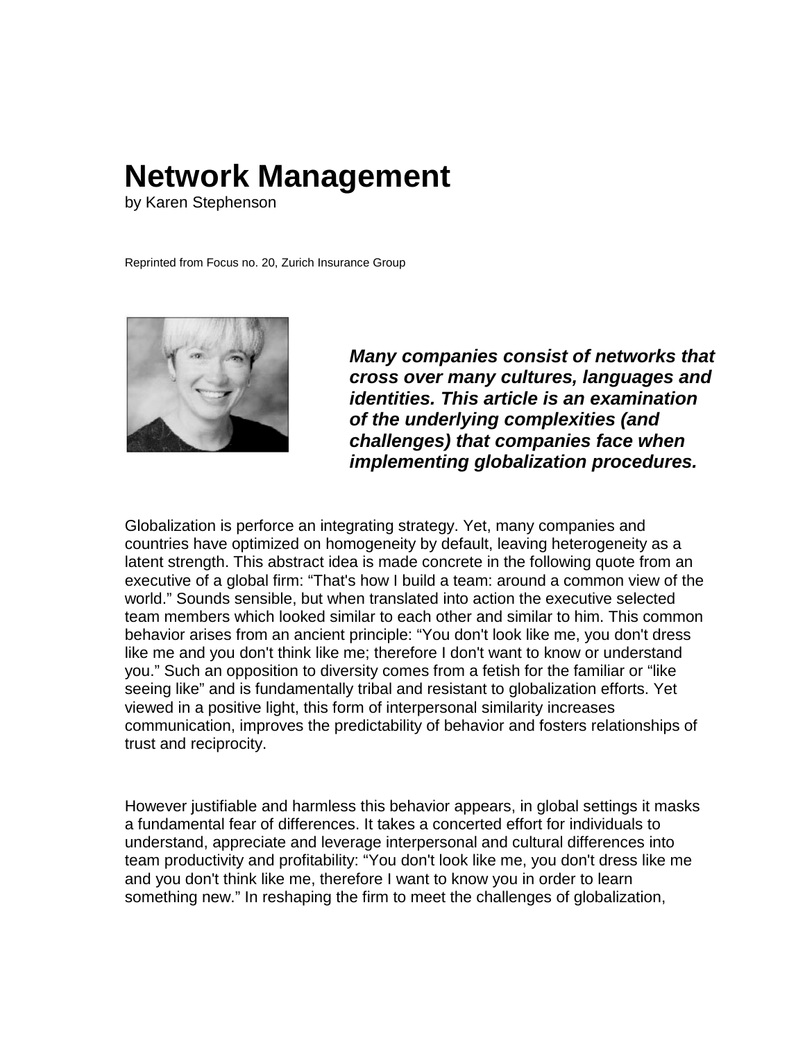# Network Management

by Karen Stephenson

Reprinted from Focus no. 20, Zurich Insurance Group

***Many companies consist of networks that cross over many cultures, languages and identities. This article is an examination of the underlying complexities (and challenges) that companies face when implementing globalization procedures.***

Globalization is perforce an integrating strategy. Yet, many companies and countries have optimized on homogeneity by default, leaving heterogeneity as a latent strength. This abstract idea is made concrete in the following quote from an executive of a global firm: “That's how I build a team: around a common view of the world.” Sounds sensible, but when translated into action the executive selected team members which looked similar to each other and similar to him. This common behavior arises from an ancient principle: “You don't look like me, you don't dress like me and you don't think like me; therefore I don't want to know or understand you.” Such an opposition to diversity comes from a fetish for the familiar or “like seeing like” and is fundamentally tribal and resistant to globalization efforts. Yet viewed in a positive light, this form of interpersonal similarity increases communication, improves the predictability of behavior and fosters relationships of trust and reciprocity.

However justifiable and harmless this behavior appears, in global settings it masks a fundamental fear of differences. It takes a concerted effort for individuals to understand, appreciate and leverage interpersonal and cultural differences into team productivity and profitability: “You don't look like me, you don't dress like me and you don't think like me, therefore I want to know you in order to learn something new.” In reshaping the firm to meet the challenges of globalization,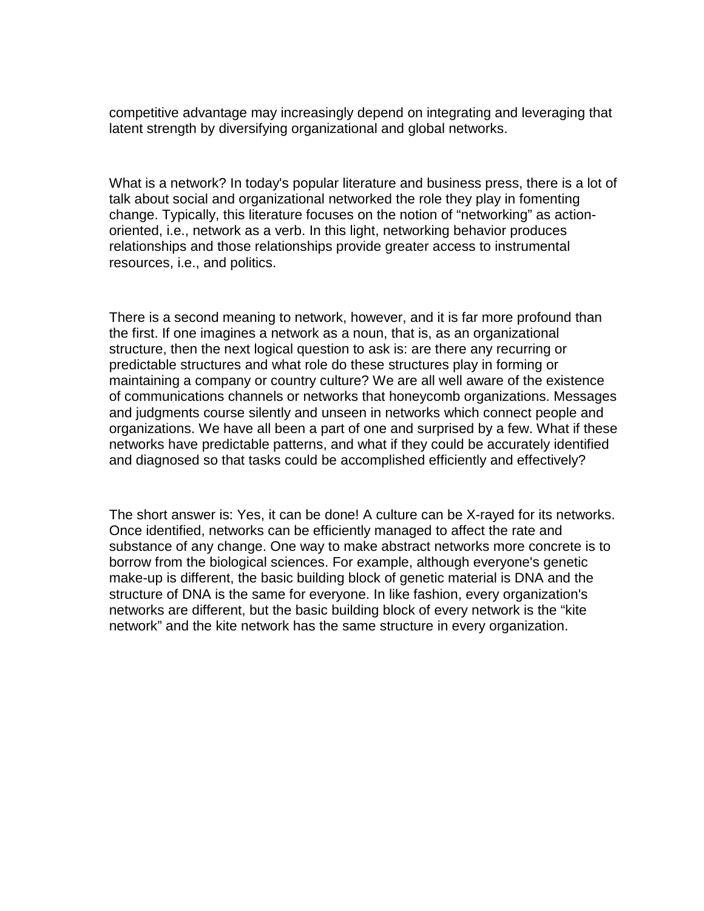competitive advantage may increasingly depend on integrating and leveraging that latent strength by diversifying organizational and global networks.

What is a network? In today's popular literature and business press, there is a lot of talk about social and organizational networked the role they play in fomenting change. Typically, this literature focuses on the notion of "networking" as action-oriented, i.e., network as a verb. In this light, networking behavior produces relationships and those relationships provide greater access to instrumental resources, i.e., and politics.

There is a second meaning to network, however, and it is far more profound than the first. If one imagines a network as a noun, that is, as an organizational structure, then the next logical question to ask is: are there any recurring or predictable structures and what role do these structures play in forming or maintaining a company or country culture? We are all well aware of the existence of communications channels or networks that honeycomb organizations. Messages and judgments course silently and unseen in networks which connect people and organizations. We have all been a part of one and surprised by a few. What if these networks have predictable patterns, and what if they could be accurately identified and diagnosed so that tasks could be accomplished efficiently and effectively?

The short answer is: Yes, it can be done! A culture can be X-rayed for its networks. Once identified, networks can be efficiently managed to affect the rate and substance of any change. One way to make abstract networks more concrete is to borrow from the biological sciences. For example, although everyone's genetic make-up is different, the basic building block of genetic material is DNA and the structure of DNA is the same for everyone. In like fashion, every organization's networks are different, but the basic building block of every network is the "kite network" and the kite network has the same structure in every organization.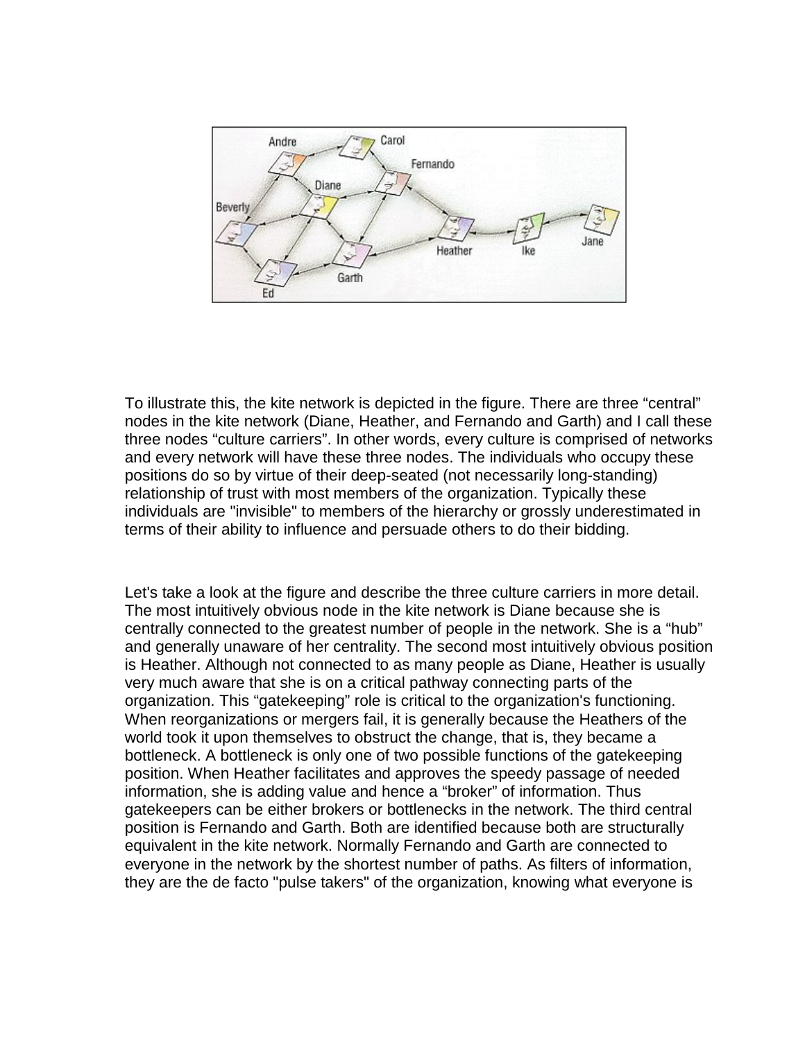To illustrate this, the kite network is depicted in the figure. There are three "central" nodes in the kite network (Diane, Heather, and Fernando and Garth) and I call these three nodes "culture carriers". In other words, every culture is comprised of networks and every network will have these three nodes. The individuals who occupy these positions do so by virtue of their deep-seated (not necessarily long-standing) relationship of trust with most members of the organization. Typically these individuals are "invisible" to members of the hierarchy or grossly underestimated in terms of their ability to influence and persuade others to do their bidding.

Let's take a look at the figure and describe the three culture carriers in more detail. The most intuitively obvious node in the kite network is Diane because she is centrally connected to the greatest number of people in the network. She is a "hub" and generally unaware of her centrality. The second most intuitively obvious position is Heather. Although not connected to as many people as Diane, Heather is usually very much aware that she is on a critical pathway connecting parts of the organization. This "gatekeeping" role is critical to the organization's functioning. When reorganizations or mergers fail, it is generally because the Heathers of the world took it upon themselves to obstruct the change, that is, they became a bottleneck. A bottleneck is only one of two possible functions of the gatekeeping position. When Heather facilitates and approves the speedy passage of needed information, she is adding value and hence a "broker" of information. Thus gatekeepers can be either brokers or bottlenecks in the network. The third central position is Fernando and Garth. Both are identified because both are structurally equivalent in the kite network. Normally Fernando and Garth are connected to everyone in the network by the shortest number of paths. As filters of information, they are the de facto "pulse takers" of the organization, knowing what everyone is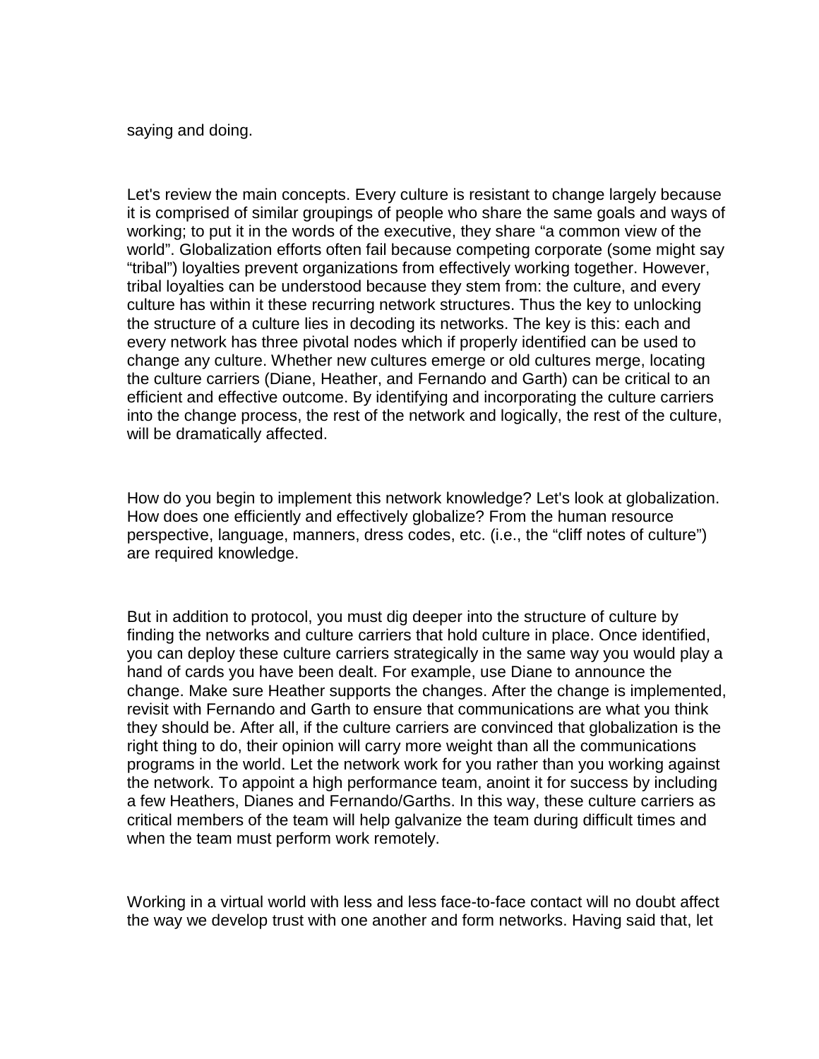saying and doing.

Let's review the main concepts. Every culture is resistant to change largely because it is comprised of similar groupings of people who share the same goals and ways of working; to put it in the words of the executive, they share "a common view of the world". Globalization efforts often fail because competing corporate (some might say "tribal") loyalties prevent organizations from effectively working together. However, tribal loyalties can be understood because they stem from: the culture, and every culture has within it these recurring network structures. Thus the key to unlocking the structure of a culture lies in decoding its networks. The key is this: each and every network has three pivotal nodes which if properly identified can be used to change any culture. Whether new cultures emerge or old cultures merge, locating the culture carriers (Diane, Heather, and Fernando and Garth) can be critical to an efficient and effective outcome. By identifying and incorporating the culture carriers into the change process, the rest of the network and logically, the rest of the culture, will be dramatically affected.

How do you begin to implement this network knowledge? Let's look at globalization. How does one efficiently and effectively globalize? From the human resource perspective, language, manners, dress codes, etc. (i.e., the "cliff notes of culture") are required knowledge.

But in addition to protocol, you must dig deeper into the structure of culture by finding the networks and culture carriers that hold culture in place. Once identified, you can deploy these culture carriers strategically in the same way you would play a hand of cards you have been dealt. For example, use Diane to announce the change. Make sure Heather supports the changes. After the change is implemented, revisit with Fernando and Garth to ensure that communications are what you think they should be. After all, if the culture carriers are convinced that globalization is the right thing to do, their opinion will carry more weight than all the communications programs in the world. Let the network work for you rather than you working against the network. To appoint a high performance team, anoint it for success by including a few Heathers, Dianes and Fernando/Garths. In this way, these culture carriers as critical members of the team will help galvanize the team during difficult times and when the team must perform work remotely.

Working in a virtual world with less and less face-to-face contact will no doubt affect the way we develop trust with one another and form networks. Having said that, let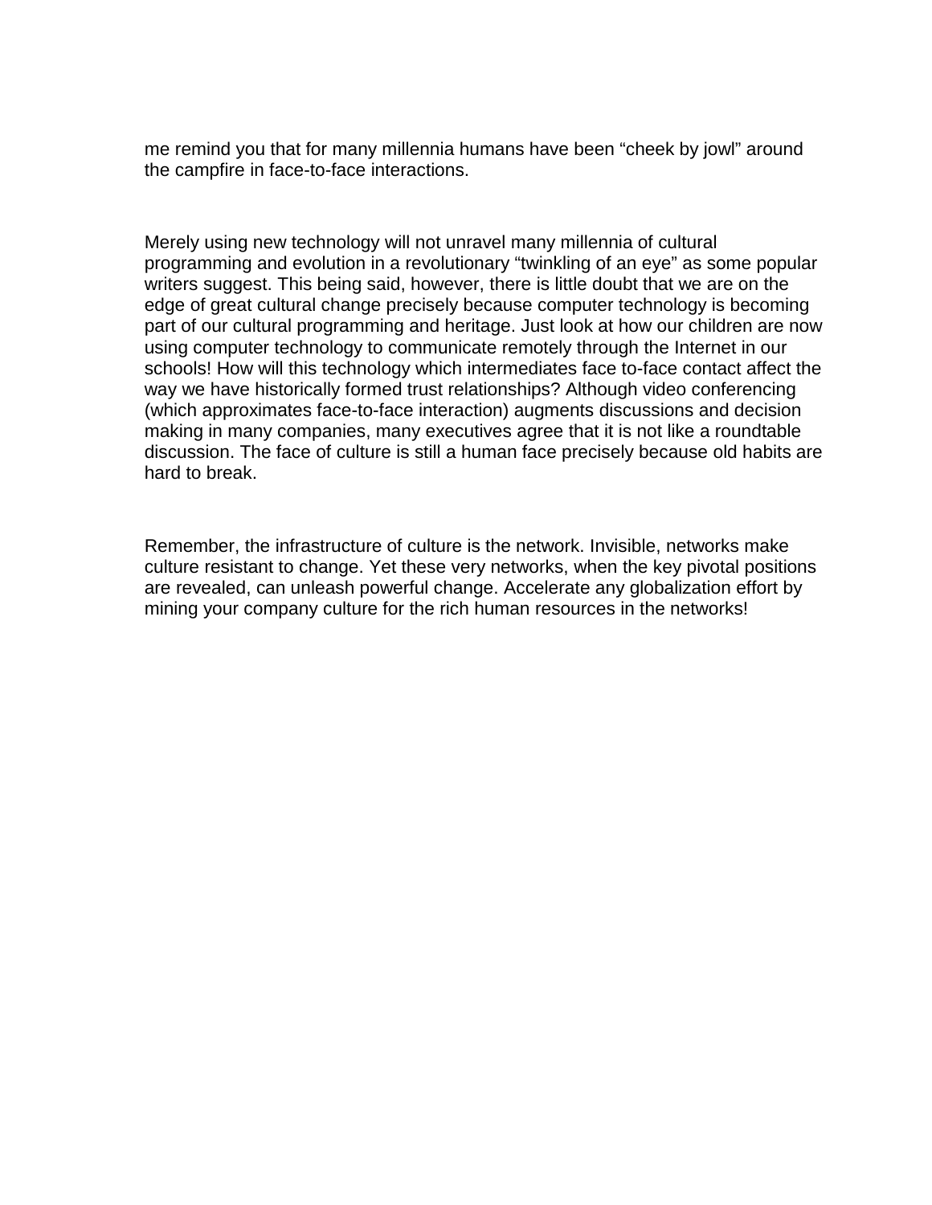me remind you that for many millennia humans have been “cheek by jowl” around the campfire in face-to-face interactions.

Merely using new technology will not unravel many millennia of cultural programming and evolution in a revolutionary “twinkling of an eye” as some popular writers suggest. This being said, however, there is little doubt that we are on the edge of great cultural change precisely because computer technology is becoming part of our cultural programming and heritage. Just look at how our children are now using computer technology to communicate remotely through the Internet in our schools! How will this technology which intermediates face to-face contact affect the way we have historically formed trust relationships? Although video conferencing (which approximates face-to-face interaction) augments discussions and decision making in many companies, many executives agree that it is not like a roundtable discussion. The face of culture is still a human face precisely because old habits are hard to break.

Remember, the infrastructure of culture is the network. Invisible, networks make culture resistant to change. Yet these very networks, when the key pivotal positions are revealed, can unleash powerful change. Accelerate any globalization effort by mining your company culture for the rich human resources in the networks!